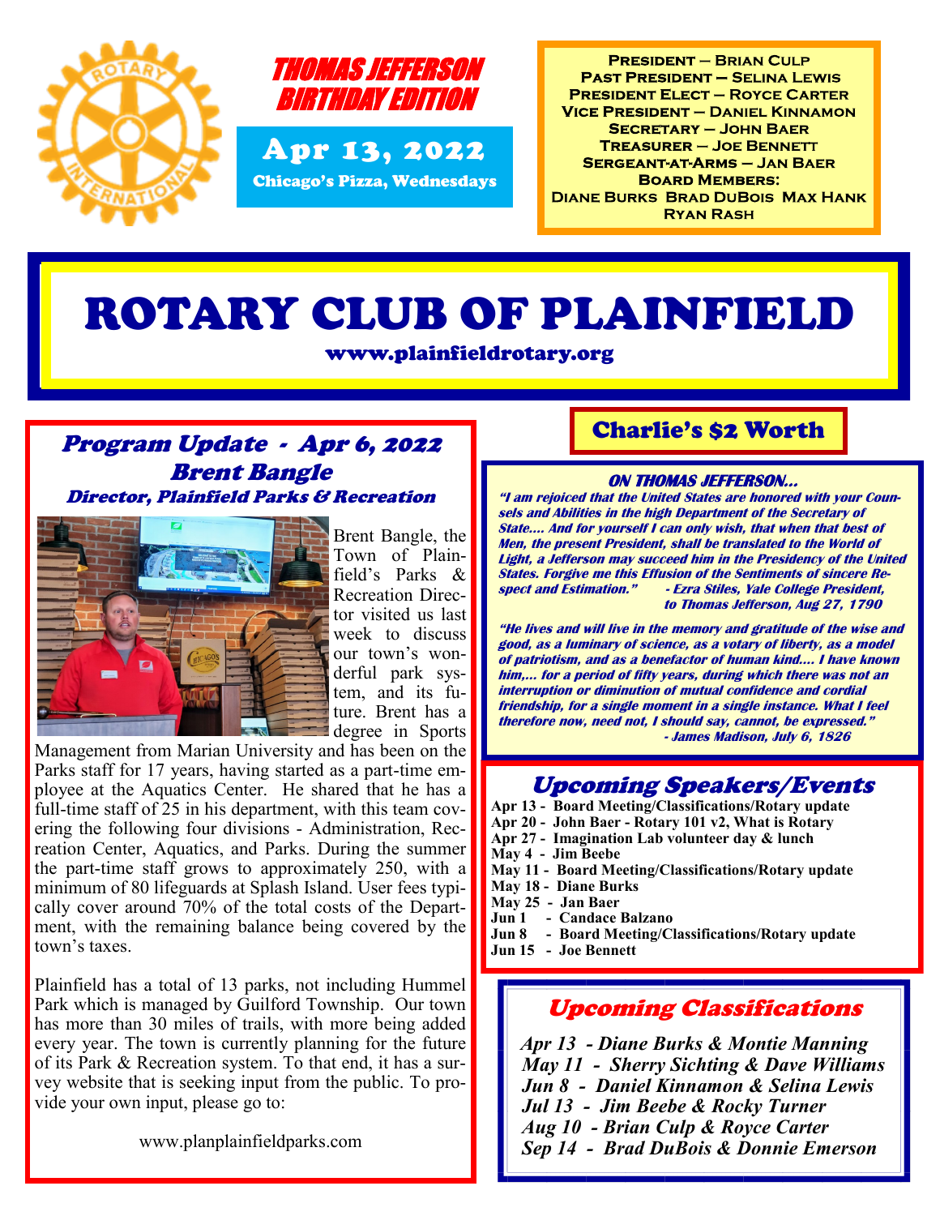**THOMAS JEFFERSON BIRTHDAY EDITION**

**Apr 13, 2022**

**Chicago's Pizza, Wednesdays**

**President – Brian Culp**
**Past President – Selina Lewis**
**President Elect – Royce Carter**
**Vice President – Daniel Kinnamon**
**Secretary – John Baer**
**Treasurer – Joe Bennett**
**Sergeant-at-Arms – Jan Baer**
**Board Members:**
**Diane Burks Brad DuBois Max Hank Ryan Rash**

# ROTARY CLUB OF PLAINFIELD

**www.plainfieldrotary.org**

## *Program Update - Apr 6, 2022*
### *Brent Bangle*
#### *Director, Plainfield Parks & Recreation*

Brent Bangle, the Town of Plainfield's Parks & Recreation Director visited us last week to discuss our town's wonderful park system, and its future. Brent has a degree in Sports Management from Marian University and has been on the Parks staff for 17 years, having started as a part-time employee at the Aquatics Center. He shared that he has a full-time staff of 25 in his department, with this team covering the following four divisions - Administration, Recreation Center, Aquatics, and Parks. During the summer the part-time staff grows to approximately 250, with a minimum of 80 lifeguards at Splash Island. User fees typically cover around 70% of the total costs of the Department, with the remaining balance being covered by the town's taxes.

Plainfield has a total of 13 parks, not including Hummel Park which is managed by Guilford Township. Our town has more than 30 miles of trails, with more being added every year. The town is currently planning for the future of its Park & Recreation system. To that end, it has a survey website that is seeking input from the public. To provide your own input, please go to:

www.planplainfieldparks.com

## Charlie's $2 Worth

***ON THOMAS JEFFERSON...***

***"I am rejoiced that the United States are honored with your Counsels and Abilities in the high Department of the Secretary of State.... And for yourself I can only wish, that when that best of Men, the present President, shall be translated to the World of Light, a Jefferson may succeed him in the Presidency of the United States. Forgive me this Effusion of the Sentiments of sincere Respect and Estimation."*** ***- Ezra Stiles, Yale College President, to Thomas Jefferson, Aug 27, 1790***

***"He lives and will live in the memory and gratitude of the wise and good, as a luminary of science, as a votary of liberty, as a model of patriotism, and as a benefactor of human kind.... I have known him,... for a period of fifty years, during which there was not an interruption or diminution of mutual confidence and cordial friendship, for a single moment in a single instance. What I feel therefore now, need not, I should say, cannot, be expressed."*** ***- James Madison, July 6, 1826***

## *Upcoming Speakers/Events*

**Apr 13 - Board Meeting/Classifications/Rotary update**
**Apr 20 - John Baer - Rotary 101 v2, What is Rotary**
**Apr 27 - Imagination Lab volunteer day & lunch**
**May 4 - Jim Beebe**
**May 11 - Board Meeting/Classifications/Rotary update**
**May 18 - Diane Burks**
**May 25 - Jan Baer**
**Jun 1 - Candace Balzano**
**Jun 8 - Board Meeting/Classifications/Rotary update**
**Jun 15 - Joe Bennett**

## *Upcoming Classifications*

*Apr 13 - Diane Burks & Montie Manning*
*May 11 - Sherry Sichting & Dave Williams*
*Jun 8 - Daniel Kinnamon & Selina Lewis*
*Jul 13 - Jim Beebe & Rocky Turner*
*Aug 10 - Brian Culp & Royce Carter*
*Sep 14 - Brad DuBois & Donnie Emerson*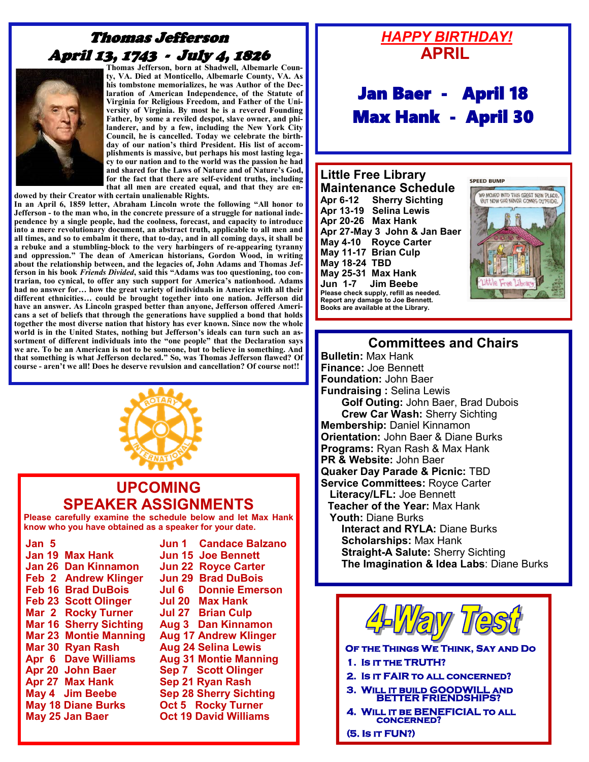## Thomas Jefferson
## April 13, 1743 - July 4, 1826

**Thomas Jefferson, born at Shadwell, Albemarle County, VA. Died at Monticello, Albemarle County, VA. As his tombstone memorializes, he was Author of the Declaration of American Independence, of the Statute of Virginia for Religious Freedom, and Father of the University of Virginia. By most he is a revered Founding Father, by some a reviled despot, slave owner, and philanderer, and by a few, including the New York City Council, he is cancelled. Today we celebrate the birthday of our nation's third President. His list of accomplishments is massive, but perhaps his most lasting legacy to our nation and to the world was the passion he had and shared for the Laws of Nature and of Nature's God, for the fact that there are self-evident truths, including that all men are created equal, and that they are endowed by their Creator with certain unalienable Rights.**

**In an April 6, 1859 letter, Abraham Lincoln wrote the following "All honor to Jefferson - to the man who, in the concrete pressure of a struggle for national independence by a single people, had the coolness, forecast, and capacity to introduce into a mere revolutionary document, an abstract truth, applicable to all men and all times, and so to embalm it there, that to-day, and in all coming days, it shall be a rebuke and a stumbling-block to the very harbingers of re-appearing tyranny and oppression." The dean of American historians, Gordon Wood, in writing about the relationship between, and the legacies of, John Adams and Thomas Jefferson in his book *Friends Divided*, said this "Adams was too questioning, too contrarian, too cynical, to offer any such support for America's nationhood. Adams had no answer for… how the great variety of individuals in America with all their different ethnicities… could be brought together into one nation. Jefferson did have an answer. As Lincoln grasped better than anyone, Jefferson offered Americans a set of beliefs that through the generations have supplied a bond that holds together the most diverse nation that history has ever known. Since now the whole world is in the United States, nothing but Jefferson's ideals can turn such an assortment of different individuals into the "one people" that the Declaration says we are. To be an American is not to be someone, but to believe in something. And that something is what Jefferson declared." So, was Thomas Jefferson flawed? Of course - aren't we all! Does he deserve revulsion and cancellation? Of course not!!**

## UPCOMING SPEAKER ASSIGNMENTS

**Please carefully examine the schedule below and let Max Hank know who you have obtained as a speaker for your date.**

**Jan 5**
**Jan 19 Max Hank**
**Jan 26 Dan Kinnamon**
**Feb 2 Andrew Klinger**
**Feb 16 Brad DuBois**
**Feb 23 Scott Olinger**
**Mar 2 Rocky Turner**
**Mar 16 Sherry Sichting**
**Mar 23 Montie Manning**
**Mar 30 Ryan Rash**
**Apr 6 Dave Williams**
**Apr 20 John Baer**
**Apr 27 Max Hank**
**May 4 Jim Beebe**
**May 18 Diane Burks**
**May 25 Jan Baer**
**Jun 1 Candace Balzano**
**Jun 15 Joe Bennett**
**Jun 22 Royce Carter**
**Jun 29 Brad DuBois**
**Jul 6 Donnie Emerson**
**Jul 20 Max Hank**
**Jul 27 Brian Culp**
**Aug 3 Dan Kinnamon**
**Aug 17 Andrew Klinger**
**Aug 24 Selina Lewis**
**Aug 31 Montie Manning**
**Sep 7 Scott Olinger**
**Sep 21 Ryan Rash**
**Sep 28 Sherry Sichting**
**Oct 5 Rocky Turner**
**Oct 19 David Williams**

## *HAPPY BIRTHDAY!*
## APRIL

**Jan Baer - April 18**
**Max Hank - April 30**

## Little Free Library Maintenance Schedule

**Apr 6-12 Sherry Sichting**
**Apr 13-19 Selina Lewis**
**Apr 20-26 Max Hank**
**Apr 27-May 3 John & Jan Baer**
**May 4-10 Royce Carter**
**May 11-17 Brian Culp**
**May 18-24 TBD**
**May 25-31 Max Hank**
**Jun 1-7 Jim Beebe**

**Please check supply, refill as needed. Report any damage to Joe Bennett. Books are available at the Library.**

SPEED BUMP

WE MOVED INTO THIS GREAT NEW PLACE, BUT NOW SHE NEVER COMES OUTSIDE.

Little Free Library

## Committees and Chairs

**Bulletin:** Max Hank
**Finance:** Joe Bennett
**Foundation:** John Baer
**Fundraising :** Selina Lewis
- **Golf Outing:** John Baer, Brad Dubois
- **Crew Car Wash:** Sherry Sichting

**Membership:** Daniel Kinnamon
**Orientation:** John Baer & Diane Burks
**Programs:** Ryan Rash & Max Hank
**PR & Website:** John Baer
**Quaker Day Parade & Picnic:** TBD
**Service Committees:** Royce Carter
- **Literacy/LFL:** Joe Bennett
- **Teacher of the Year:** Max Hank
- **Youth:** Diane Burks
  - **Interact and RYLA:** Diane Burks
  - **Scholarships:** Max Hank
  - **Straight-A Salute:** Sherry Sichting
  - **The Imagination & Idea Labs**: Diane Burks

## 4-Way Test

**Of the Things We Think, Say and Do**

1. **Is it the TRUTH?**
2. **Is it FAIR to all concerned?**
3. **Will it build GOODWILL and BETTER FRIENDSHIPS?**
4. **Will it be BENEFICIAL to all concerned?**

**(5. Is it FUN?)**